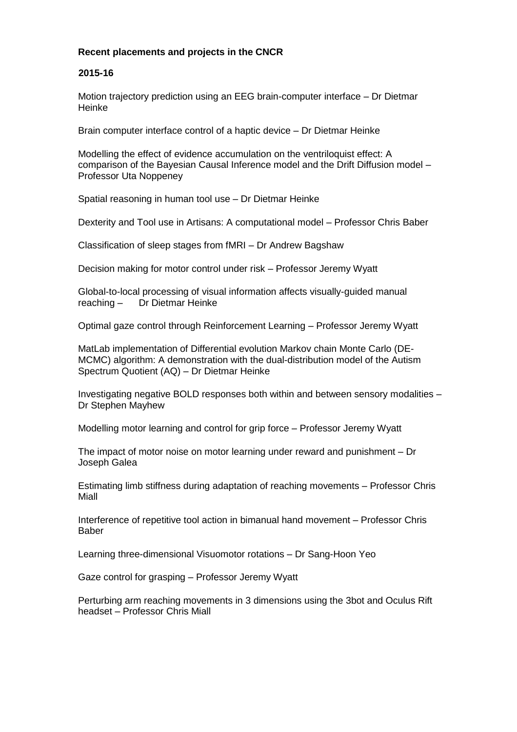**Recent placements and projects in the CNCR**

**2015-16**

Motion trajectory prediction using an EEG brain-computer interface – Dr Dietmar Heinke

Brain computer interface control of a haptic device – Dr Dietmar Heinke

Modelling the effect of evidence accumulation on the ventriloquist effect: A comparison of the Bayesian Causal Inference model and the Drift Diffusion model – Professor Uta Noppeney

Spatial reasoning in human tool use – Dr Dietmar Heinke

Dexterity and Tool use in Artisans: A computational model – Professor Chris Baber

Classification of sleep stages from fMRI – Dr Andrew Bagshaw

Decision making for motor control under risk – Professor Jeremy Wyatt

Global-to-local processing of visual information affects visually-guided manual reaching – Dr Dietmar Heinke

Optimal gaze control through Reinforcement Learning – Professor Jeremy Wyatt

MatLab implementation of Differential evolution Markov chain Monte Carlo (DE-MCMC) algorithm: A demonstration with the dual-distribution model of the Autism Spectrum Quotient (AQ) – Dr Dietmar Heinke

Investigating negative BOLD responses both within and between sensory modalities – Dr Stephen Mayhew

Modelling motor learning and control for grip force – Professor Jeremy Wyatt

The impact of motor noise on motor learning under reward and punishment – Dr Joseph Galea

Estimating limb stiffness during adaptation of reaching movements – Professor Chris Miall

Interference of repetitive tool action in bimanual hand movement – Professor Chris Baber

Learning three-dimensional Visuomotor rotations – Dr Sang-Hoon Yeo

Gaze control for grasping – Professor Jeremy Wyatt

Perturbing arm reaching movements in 3 dimensions using the 3bot and Oculus Rift headset – Professor Chris Miall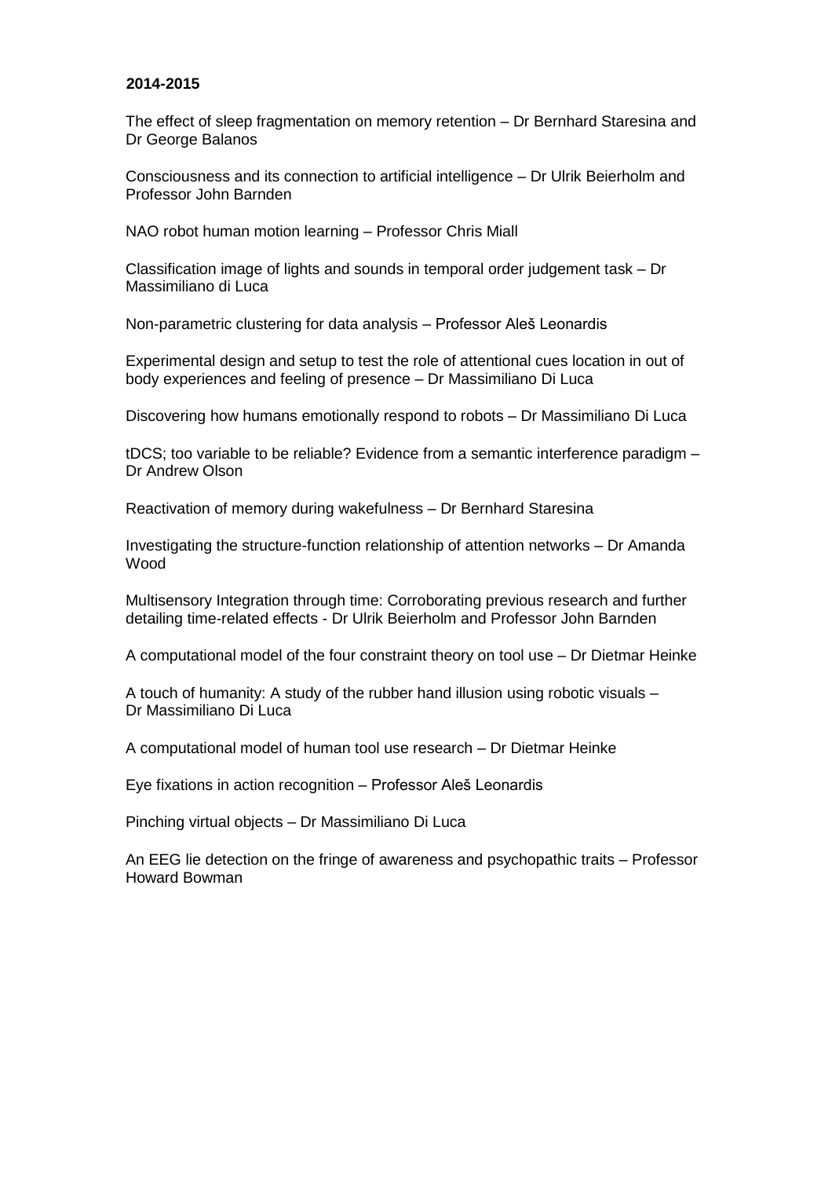**2014-2015**

The effect of sleep fragmentation on memory retention – Dr Bernhard Staresina and Dr George Balanos

Consciousness and its connection to artificial intelligence – Dr Ulrik Beierholm and Professor John Barnden

NAO robot human motion learning – Professor Chris Miall

Classification image of lights and sounds in temporal order judgement task – Dr Massimiliano di Luca

Non-parametric clustering for data analysis – Professor Aleš Leonardis

Experimental design and setup to test the role of attentional cues location in out of body experiences and feeling of presence – Dr Massimiliano Di Luca

Discovering how humans emotionally respond to robots – Dr Massimiliano Di Luca

tDCS; too variable to be reliable? Evidence from a semantic interference paradigm – Dr Andrew Olson

Reactivation of memory during wakefulness – Dr Bernhard Staresina

Investigating the structure-function relationship of attention networks – Dr Amanda Wood

Multisensory Integration through time: Corroborating previous research and further detailing time-related effects - Dr Ulrik Beierholm and Professor John Barnden

A computational model of the four constraint theory on tool use – Dr Dietmar Heinke

A touch of humanity: A study of the rubber hand illusion using robotic visuals – Dr Massimiliano Di Luca

A computational model of human tool use research – Dr Dietmar Heinke

Eye fixations in action recognition – Professor Aleš Leonardis

Pinching virtual objects – Dr Massimiliano Di Luca

An EEG lie detection on the fringe of awareness and psychopathic traits – Professor Howard Bowman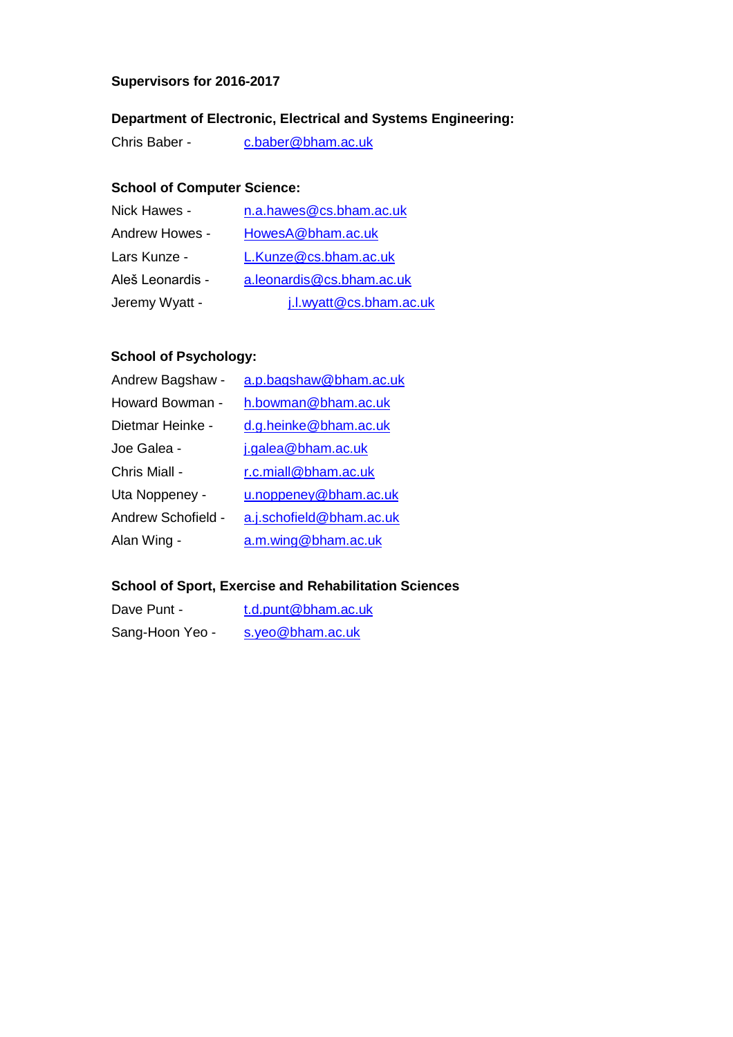**Supervisors for 2016-2017**

**Department of Electronic, Electrical and Systems Engineering:**

Chris Baber - c.baber@bham.ac.uk

**School of Computer Science:**

Nick Hawes - n.a.hawes@cs.bham.ac.uk

Andrew Howes - HowesA@bham.ac.uk

Lars Kunze - L.Kunze@cs.bham.ac.uk

Aleš Leonardis - a.leonardis@cs.bham.ac.uk

Jeremy Wyatt - j.l.wyatt@cs.bham.ac.uk

**School of Psychology:**

Andrew Bagshaw - a.p.bagshaw@bham.ac.uk

Howard Bowman - h.bowman@bham.ac.uk

Dietmar Heinke - d.g.heinke@bham.ac.uk

Joe Galea - j.galea@bham.ac.uk

Chris Miall - r.c.miall@bham.ac.uk

Uta Noppeney - u.noppeney@bham.ac.uk

Andrew Schofield - a.j.schofield@bham.ac.uk

Alan Wing - a.m.wing@bham.ac.uk

**School of Sport, Exercise and Rehabilitation Sciences**

Dave Punt - t.d.punt@bham.ac.uk

Sang-Hoon Yeo - s.yeo@bham.ac.uk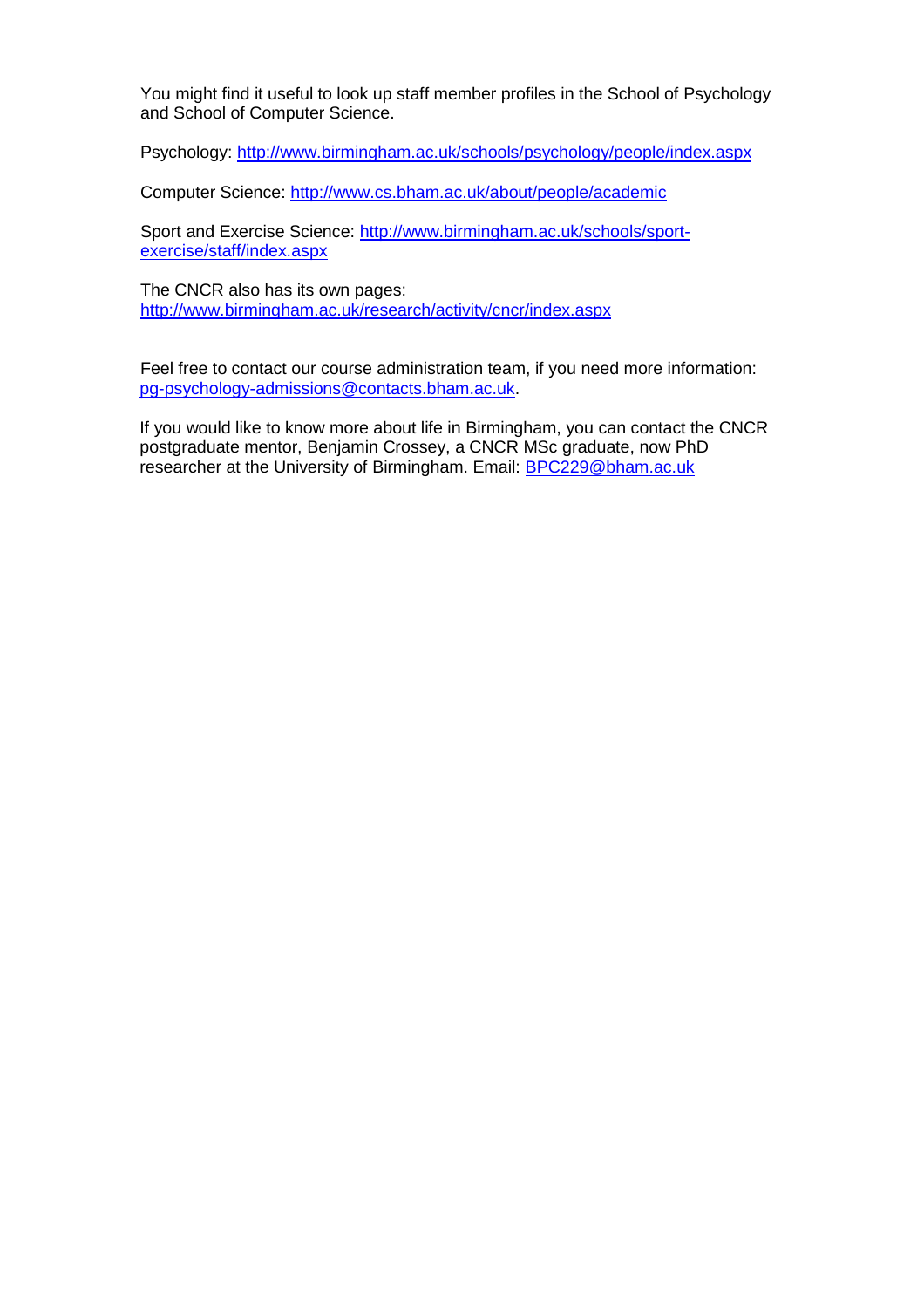You might find it useful to look up staff member profiles in the School of Psychology and School of Computer Science.

Psychology: http://www.birmingham.ac.uk/schools/psychology/people/index.aspx

Computer Science: http://www.cs.bham.ac.uk/about/people/academic

Sport and Exercise Science: http://www.birmingham.ac.uk/schools/sport-exercise/staff/index.aspx

The CNCR also has its own pages:
http://www.birmingham.ac.uk/research/activity/cncr/index.aspx

Feel free to contact our course administration team, if you need more information: pg-psychology-admissions@contacts.bham.ac.uk.

If you would like to know more about life in Birmingham, you can contact the CNCR postgraduate mentor, Benjamin Crossey, a CNCR MSc graduate, now PhD researcher at the University of Birmingham. Email: BPC229@bham.ac.uk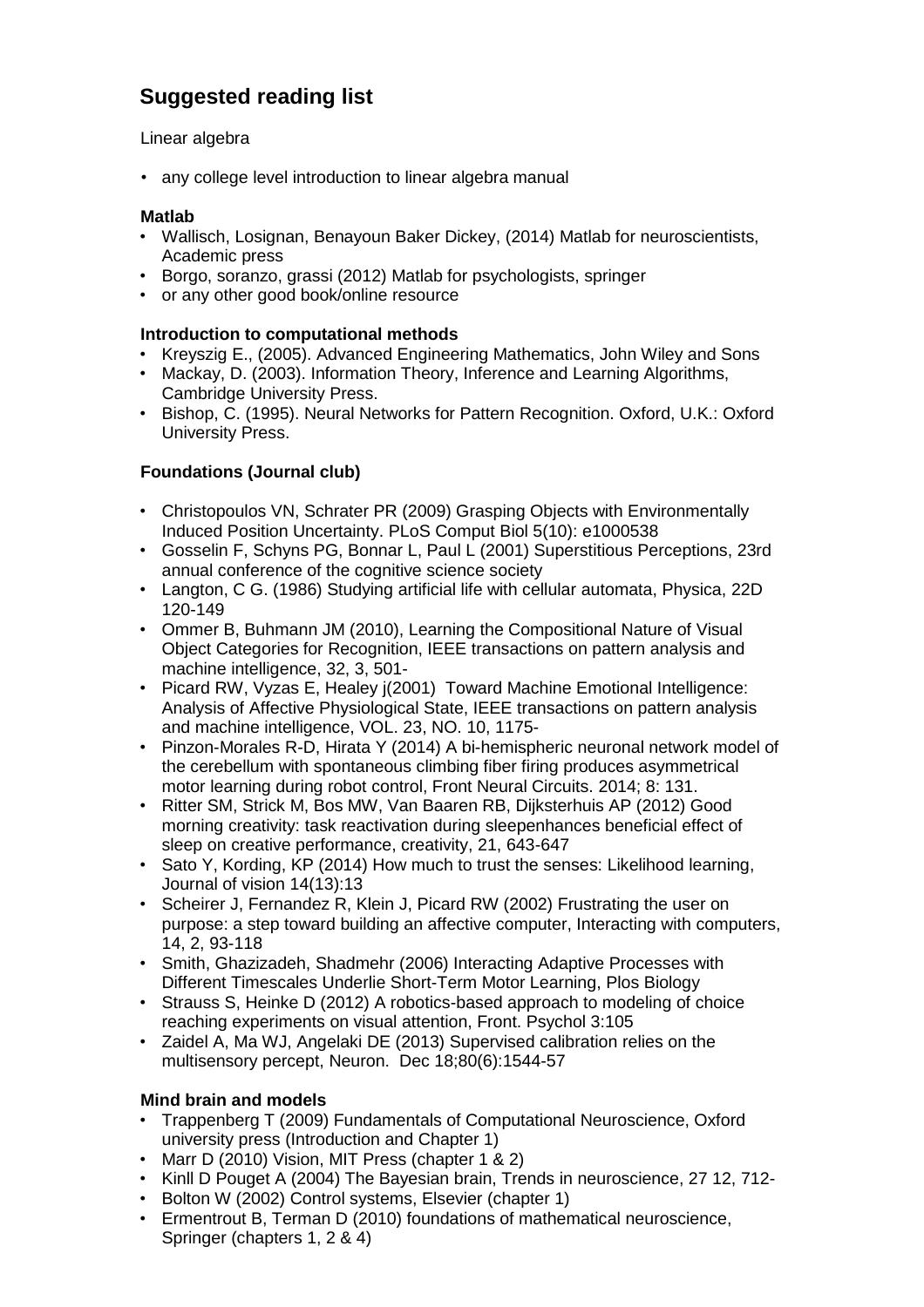## Suggested reading list

Linear algebra

- any college level introduction to linear algebra manual

**Matlab**

- Wallisch, Losignan, Benayoun Baker Dickey, (2014) Matlab for neuroscientists, Academic press
- Borgo, soranzo, grassi (2012) Matlab for psychologists, springer
- or any other good book/online resource

**Introduction to computational methods**

- Kreyszig E., (2005). Advanced Engineering Mathematics, John Wiley and Sons
- Mackay, D. (2003). Information Theory, Inference and Learning Algorithms, Cambridge University Press.
- Bishop, C. (1995). Neural Networks for Pattern Recognition. Oxford, U.K.: Oxford University Press.

**Foundations (Journal club)**

- Christopoulos VN, Schrater PR (2009) Grasping Objects with Environmentally Induced Position Uncertainty. PLoS Comput Biol 5(10): e1000538
- Gosselin F, Schyns PG, Bonnar L, Paul L (2001) Superstitious Perceptions, 23rd annual conference of the cognitive science society
- Langton, C G. (1986) Studying artificial life with cellular automata, Physica, 22D 120-149
- Ommer B, Buhmann JM (2010), Learning the Compositional Nature of Visual Object Categories for Recognition, IEEE transactions on pattern analysis and machine intelligence, 32, 3, 501-
- Picard RW, Vyzas E, Healey j(2001) Toward Machine Emotional Intelligence: Analysis of Affective Physiological State, IEEE transactions on pattern analysis and machine intelligence, VOL. 23, NO. 10, 1175-
- Pinzon-Morales R-D, Hirata Y (2014) A bi-hemispheric neuronal network model of the cerebellum with spontaneous climbing fiber firing produces asymmetrical motor learning during robot control, Front Neural Circuits. 2014; 8: 131.
- Ritter SM, Strick M, Bos MW, Van Baaren RB, Dijksterhuis AP (2012) Good morning creativity: task reactivation during sleepenhances beneficial effect of sleep on creative performance, creativity, 21, 643-647
- Sato Y, Kording, KP (2014) How much to trust the senses: Likelihood learning, Journal of vision 14(13):13
- Scheirer J, Fernandez R, Klein J, Picard RW (2002) Frustrating the user on purpose: a step toward building an affective computer, Interacting with computers, 14, 2, 93-118
- Smith, Ghazizadeh, Shadmehr (2006) Interacting Adaptive Processes with Different Timescales Underlie Short-Term Motor Learning, Plos Biology
- Strauss S, Heinke D (2012) A robotics-based approach to modeling of choice reaching experiments on visual attention, Front. Psychol 3:105
- Zaidel A, Ma WJ, Angelaki DE (2013) Supervised calibration relies on the multisensory percept, Neuron. Dec 18;80(6):1544-57

**Mind brain and models**

- Trappenberg T (2009) Fundamentals of Computational Neuroscience, Oxford university press (Introduction and Chapter 1)
- Marr D (2010) Vision, MIT Press (chapter 1 & 2)
- Kinll D Pouget A (2004) The Bayesian brain, Trends in neuroscience, 27 12, 712-
- Bolton W (2002) Control systems, Elsevier (chapter 1)
- Ermentrout B, Terman D (2010) foundations of mathematical neuroscience, Springer (chapters 1, 2 & 4)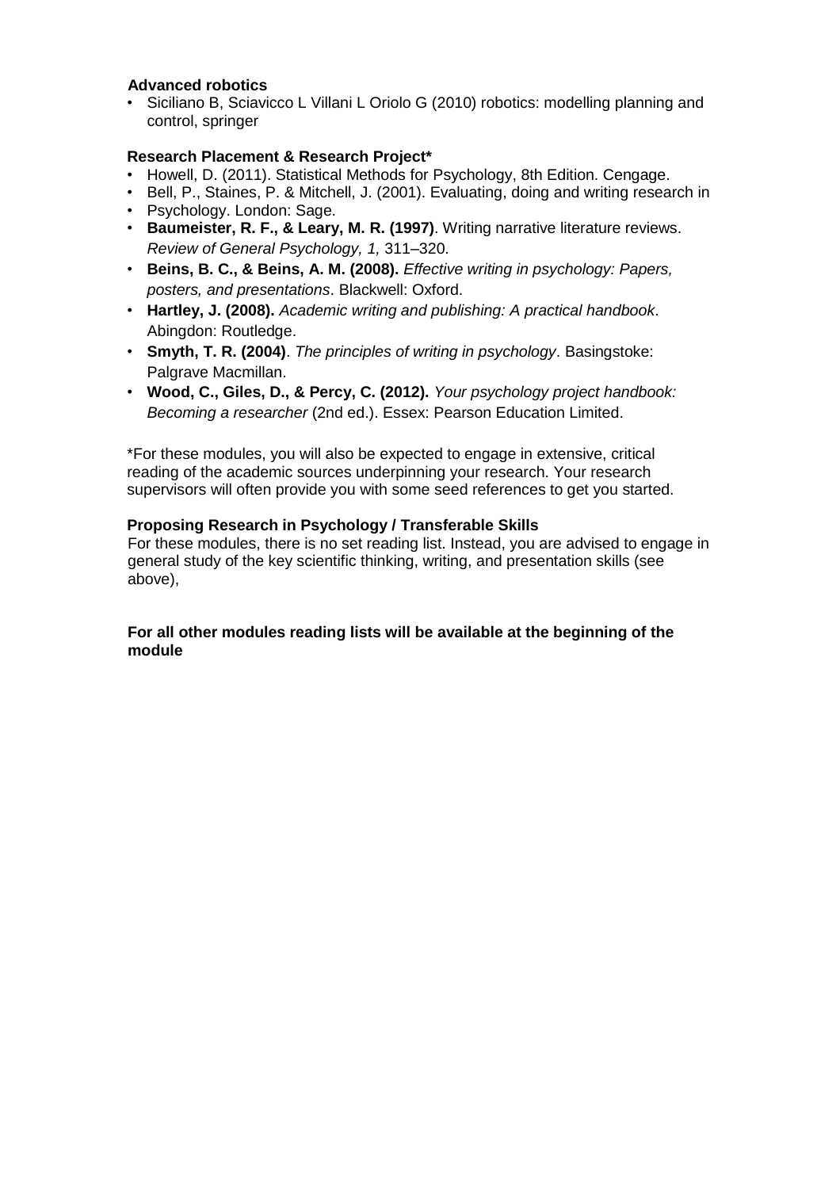**Advanced robotics**

- Siciliano B, Sciavicco L Villani L Oriolo G (2010) robotics: modelling planning and control, springer

**Research Placement & Research Project***

- Howell, D. (2011). Statistical Methods for Psychology, 8th Edition. Cengage.
- Bell, P., Staines, P. & Mitchell, J. (2001). Evaluating, doing and writing research in
- Psychology. London: Sage.
- **Baumeister, R. F., & Leary, M. R. (1997)**. Writing narrative literature reviews. *Review of General Psychology, 1,* 311–320.
- **Beins, B. C., & Beins, A. M. (2008).** *Effective writing in psychology: Papers, posters, and presentations*. Blackwell: Oxford.
- **Hartley, J. (2008).** *Academic writing and publishing: A practical handbook*. Abingdon: Routledge.
- **Smyth, T. R. (2004)**. *The principles of writing in psychology*. Basingstoke: Palgrave Macmillan.
- **Wood, C., Giles, D., & Percy, C. (2012).** *Your psychology project handbook: Becoming a researcher* (2nd ed.). Essex: Pearson Education Limited.

*For these modules, you will also be expected to engage in extensive, critical reading of the academic sources underpinning your research. Your research supervisors will often provide you with some seed references to get you started.

**Proposing Research in Psychology / Transferable Skills**

For these modules, there is no set reading list. Instead, you are advised to engage in general study of the key scientific thinking, writing, and presentation skills (see above),

**For all other modules reading lists will be available at the beginning of the module**